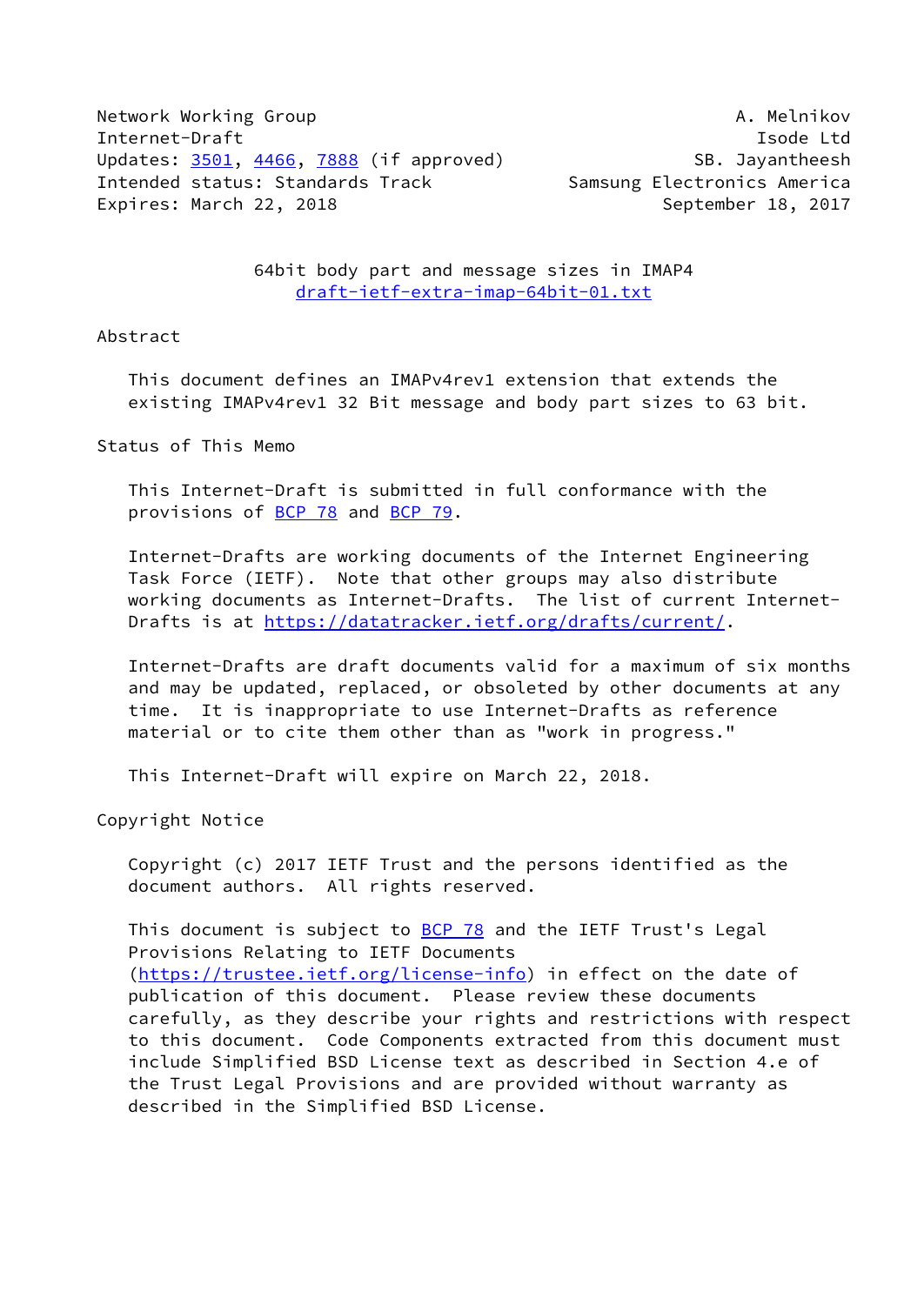Network Working Group A. Melnikov
Internet-Draft Isode Ltd
Updates: 3501, 4466, 7888 (if approved) SB. Jayantheesh
Intended status: Standards Track Samsung Electronics America
Expires: March 22, 2018 September 18, 2017

# 64bit body part and message sizes in IMAP4

draft-ietf-extra-imap-64bit-01.txt

## Abstract

This document defines an IMAPv4rev1 extension that extends the existing IMAPv4rev1 32 Bit message and body part sizes to 63 bit.

## Status of This Memo

This Internet-Draft is submitted in full conformance with the provisions of BCP 78 and BCP 79.

Internet-Drafts are working documents of the Internet Engineering Task Force (IETF). Note that other groups may also distribute working documents as Internet-Drafts. The list of current Internet-Drafts is at https://datatracker.ietf.org/drafts/current/.

Internet-Drafts are draft documents valid for a maximum of six months and may be updated, replaced, or obsoleted by other documents at any time. It is inappropriate to use Internet-Drafts as reference material or to cite them other than as "work in progress."

This Internet-Draft will expire on March 22, 2018.

## Copyright Notice

Copyright (c) 2017 IETF Trust and the persons identified as the document authors. All rights reserved.

This document is subject to BCP 78 and the IETF Trust's Legal Provisions Relating to IETF Documents (https://trustee.ietf.org/license-info) in effect on the date of publication of this document. Please review these documents carefully, as they describe your rights and restrictions with respect to this document. Code Components extracted from this document must include Simplified BSD License text as described in Section 4.e of the Trust Legal Provisions and are provided without warranty as described in the Simplified BSD License.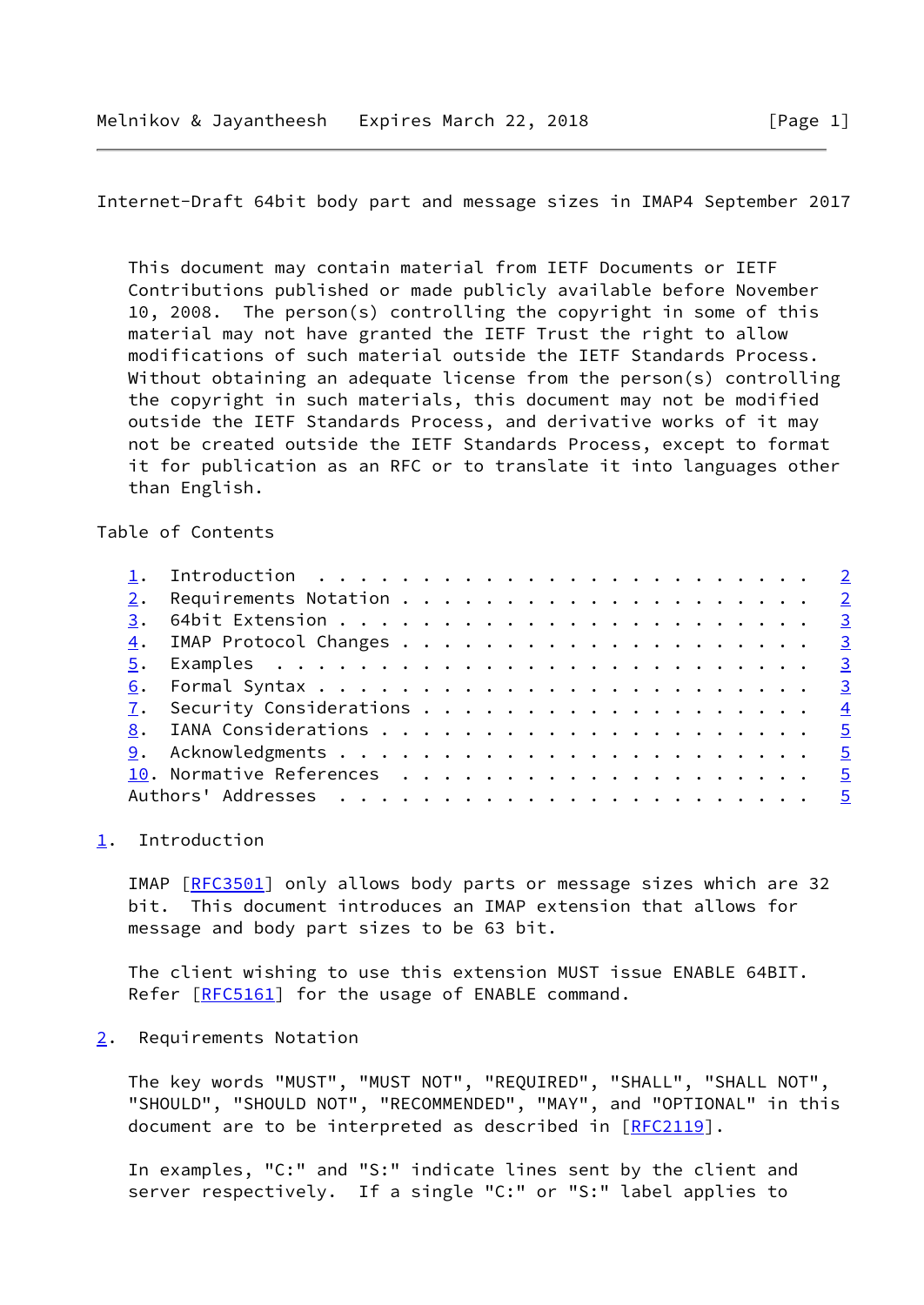This document may contain material from IETF Documents or IETF Contributions published or made publicly available before November 10, 2008. The person(s) controlling the copyright in some of this material may not have granted the IETF Trust the right to allow modifications of such material outside the IETF Standards Process. Without obtaining an adequate license from the person(s) controlling the copyright in such materials, this document may not be modified outside the IETF Standards Process, and derivative works of it may not be created outside the IETF Standards Process, except to format it for publication as an RFC or to translate it into languages other than English.

Table of Contents

```
1.  Introduction  . . . . . . . . . . . . . . . . . . . . . . . .   2
2.  Requirements Notation . . . . . . . . . . . . . . . . . . . .   2
3.  64bit Extension . . . . . . . . . . . . . . . . . . . . . . .   3
4.  IMAP Protocol Changes . . . . . . . . . . . . . . . . . . . .   3
5.  Examples  . . . . . . . . . . . . . . . . . . . . . . . . . .   3
6.  Formal Syntax . . . . . . . . . . . . . . . . . . . . . . . .   3
7.  Security Considerations . . . . . . . . . . . . . . . . . . .   4
8.  IANA Considerations . . . . . . . . . . . . . . . . . . . . .   5
9.  Acknowledgments . . . . . . . . . . . . . . . . . . . . . . .   5
10. Normative References  . . . . . . . . . . . . . . . . . . . .   5
Authors' Addresses  . . . . . . . . . . . . . . . . . . . . . . .   5
```

## 1. Introduction

IMAP [RFC3501] only allows body parts or message sizes which are 32 bit. This document introduces an IMAP extension that allows for message and body part sizes to be 63 bit.

The client wishing to use this extension MUST issue ENABLE 64BIT. Refer [RFC5161] for the usage of ENABLE command.

## 2. Requirements Notation

The key words "MUST", "MUST NOT", "REQUIRED", "SHALL", "SHALL NOT", "SHOULD", "SHOULD NOT", "RECOMMENDED", "MAY", and "OPTIONAL" in this document are to be interpreted as described in [RFC2119].

In examples, "C:" and "S:" indicate lines sent by the client and server respectively. If a single "C:" or "S:" label applies to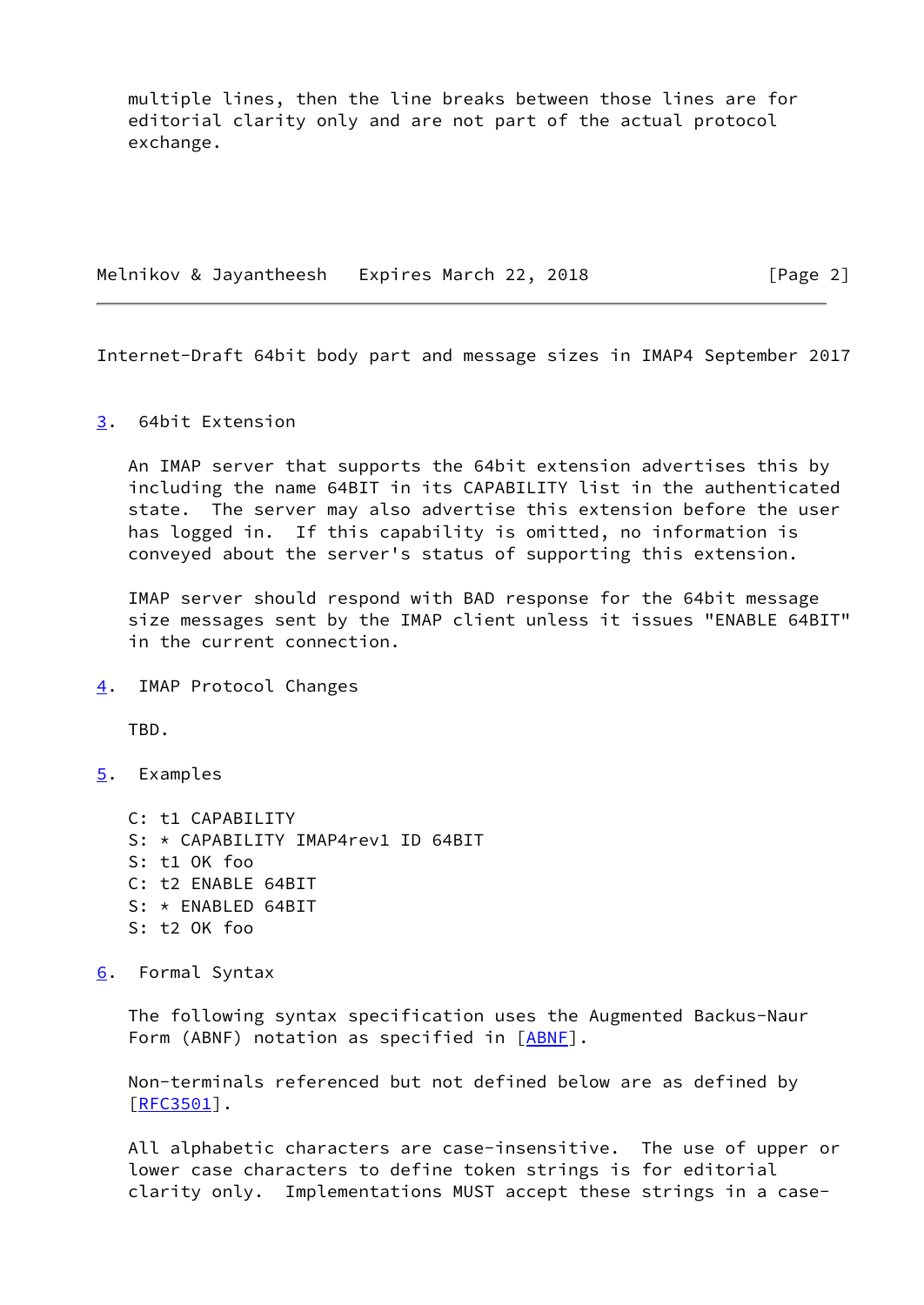multiple lines, then the line breaks between those lines are for editorial clarity only and are not part of the actual protocol exchange.

## 3. 64bit Extension

An IMAP server that supports the 64bit extension advertises this by including the name 64BIT in its CAPABILITY list in the authenticated state. The server may also advertise this extension before the user has logged in. If this capability is omitted, no information is conveyed about the server's status of supporting this extension.

IMAP server should respond with BAD response for the 64bit message size messages sent by the IMAP client unless it issues "ENABLE 64BIT" in the current connection.

## 4. IMAP Protocol Changes

TBD.

## 5. Examples

```
C: t1 CAPABILITY
S: * CAPABILITY IMAP4rev1 ID 64BIT
S: t1 OK foo
C: t2 ENABLE 64BIT
S: * ENABLED 64BIT
S: t2 OK foo
```

## 6. Formal Syntax

The following syntax specification uses the Augmented Backus-Naur Form (ABNF) notation as specified in [ABNF].

Non-terminals referenced but not defined below are as defined by [RFC3501].

All alphabetic characters are case-insensitive. The use of upper or lower case characters to define token strings is for editorial clarity only. Implementations MUST accept these strings in a case-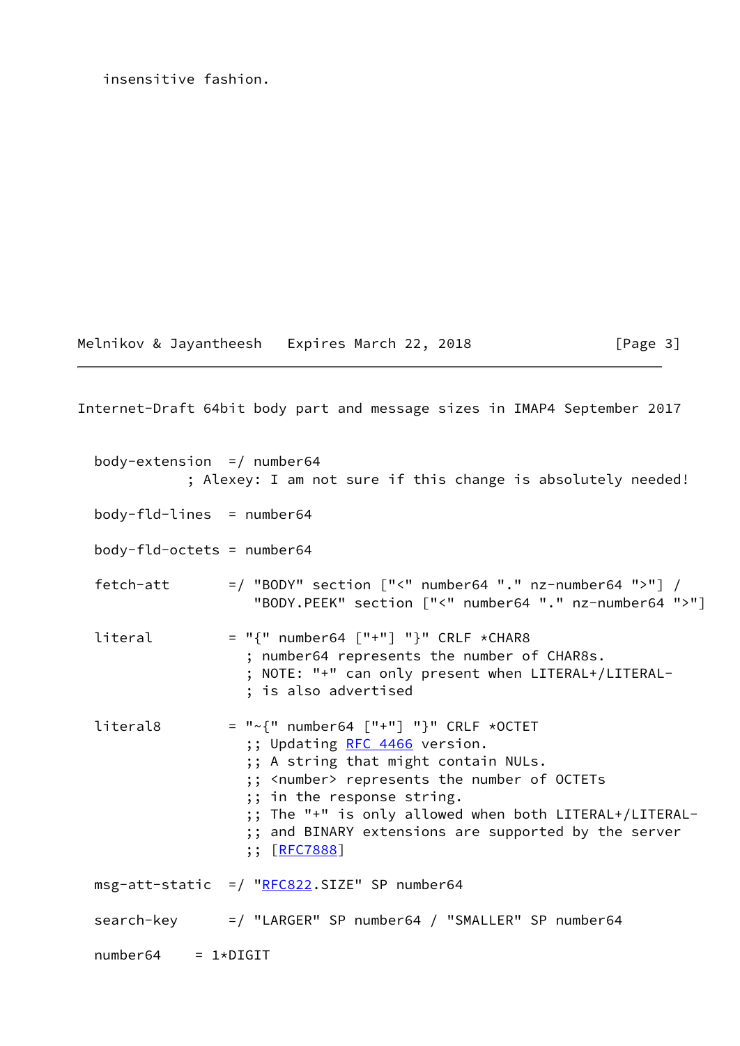insensitive fashion.

```
body-extension  =/ number64
           ; Alexey: I am not sure if this change is absolutely needed!

body-fld-lines  = number64

body-fld-octets = number64

fetch-att       =/ "BODY" section ["<" number64 "." nz-number64 ">"] /
                   "BODY.PEEK" section ["<" number64 "." nz-number64 ">"]

literal         = "{" number64 ["+"] "}" CRLF *CHAR8
                  ; number64 represents the number of CHAR8s.
                  ; NOTE: "+" can only present when LITERAL+/LITERAL-
                  ; is also advertised

literal8        = "~{" number64 ["+"] "}" CRLF *OCTET
                  ;; Updating RFC 4466 version.
                  ;; A string that might contain NULs.
                  ;; <number> represents the number of OCTETs
                  ;; in the response string.
                  ;; The "+" is only allowed when both LITERAL+/LITERAL-
                  ;; and BINARY extensions are supported by the server
                  ;; [RFC7888]

msg-att-static  =/ "RFC822.SIZE" SP number64

search-key      =/ "LARGER" SP number64 / "SMALLER" SP number64

number64    = 1*DIGIT
```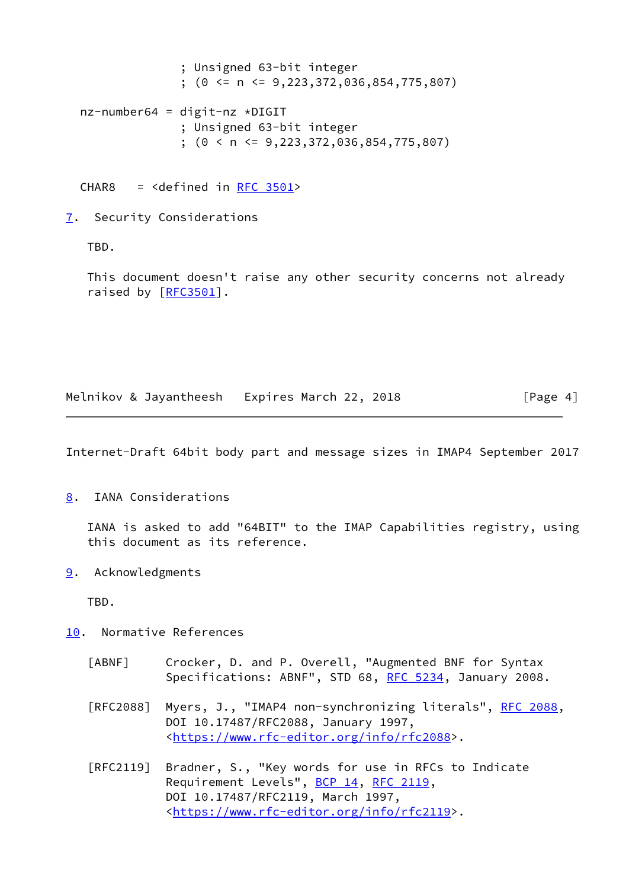```
                ; Unsigned 63-bit integer
                ; (0 <= n <= 9,223,372,036,854,775,807)

nz-number64 = digit-nz *DIGIT
                ; Unsigned 63-bit integer
                ; (0 < n <= 9,223,372,036,854,775,807)


CHAR8    = <defined in RFC 3501>
```

## 7. Security Considerations

TBD.

This document doesn't raise any other security concerns not already raised by [RFC3501].

## 8. IANA Considerations

IANA is asked to add "64BIT" to the IMAP Capabilities registry, using this document as its reference.

## 9. Acknowledgments

TBD.

## 10. Normative References

[ABNF] Crocker, D. and P. Overell, "Augmented BNF for Syntax Specifications: ABNF", STD 68, RFC 5234, January 2008.

[RFC2088] Myers, J., "IMAP4 non-synchronizing literals", RFC 2088, DOI 10.17487/RFC2088, January 1997, <https://www.rfc-editor.org/info/rfc2088>.

[RFC2119] Bradner, S., "Key words for use in RFCs to Indicate Requirement Levels", BCP 14, RFC 2119, DOI 10.17487/RFC2119, March 1997, <https://www.rfc-editor.org/info/rfc2119>.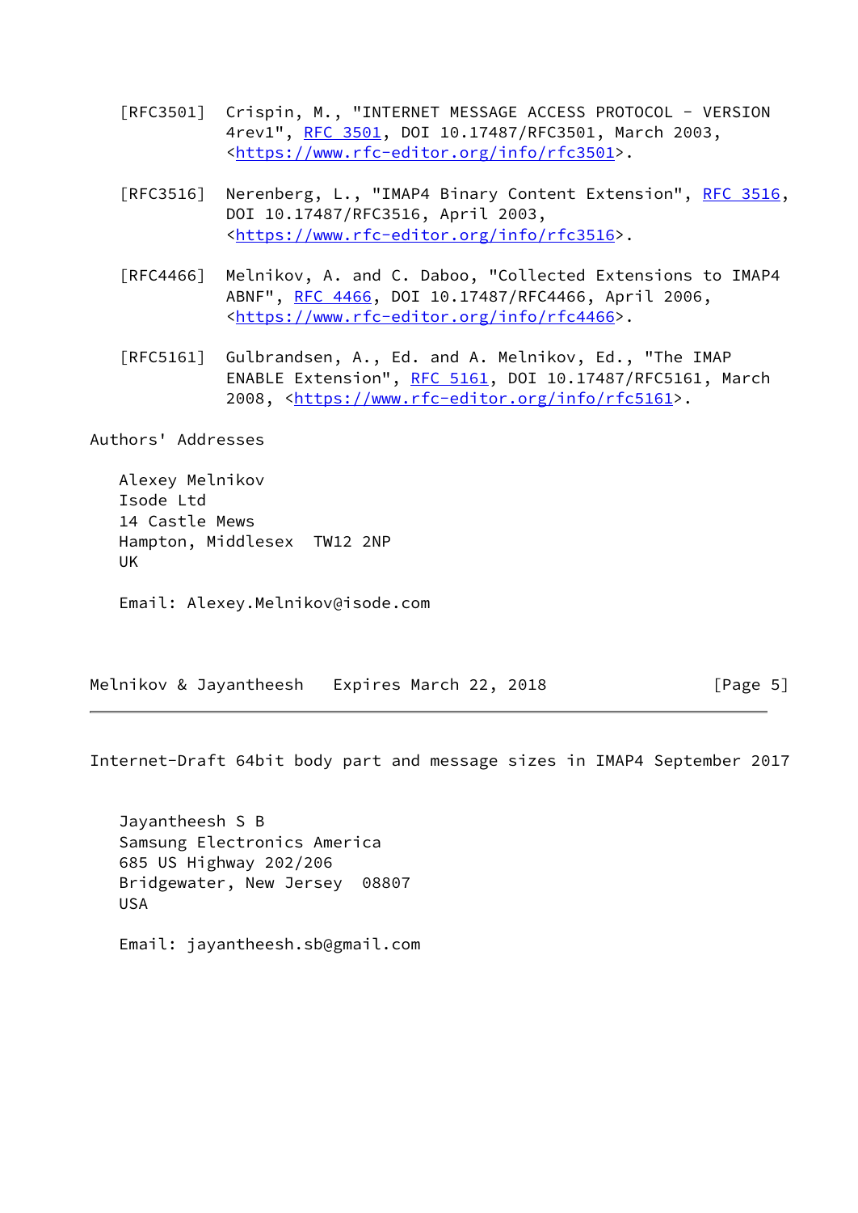[RFC3501] Crispin, M., "INTERNET MESSAGE ACCESS PROTOCOL - VERSION 4rev1", RFC 3501, DOI 10.17487/RFC3501, March 2003, <https://www.rfc-editor.org/info/rfc3501>.

[RFC3516] Nerenberg, L., "IMAP4 Binary Content Extension", RFC 3516, DOI 10.17487/RFC3516, April 2003, <https://www.rfc-editor.org/info/rfc3516>.

[RFC4466] Melnikov, A. and C. Daboo, "Collected Extensions to IMAP4 ABNF", RFC 4466, DOI 10.17487/RFC4466, April 2006, <https://www.rfc-editor.org/info/rfc4466>.

[RFC5161] Gulbrandsen, A., Ed. and A. Melnikov, Ed., "The IMAP ENABLE Extension", RFC 5161, DOI 10.17487/RFC5161, March 2008, <https://www.rfc-editor.org/info/rfc5161>.

## Authors' Addresses

Alexey Melnikov
Isode Ltd
14 Castle Mews
Hampton, Middlesex  TW12 2NP
UK

Email: Alexey.Melnikov@isode.com

Jayantheesh S B
Samsung Electronics America
685 US Highway 202/206
Bridgewater, New Jersey  08807
USA

Email: jayantheesh.sb@gmail.com